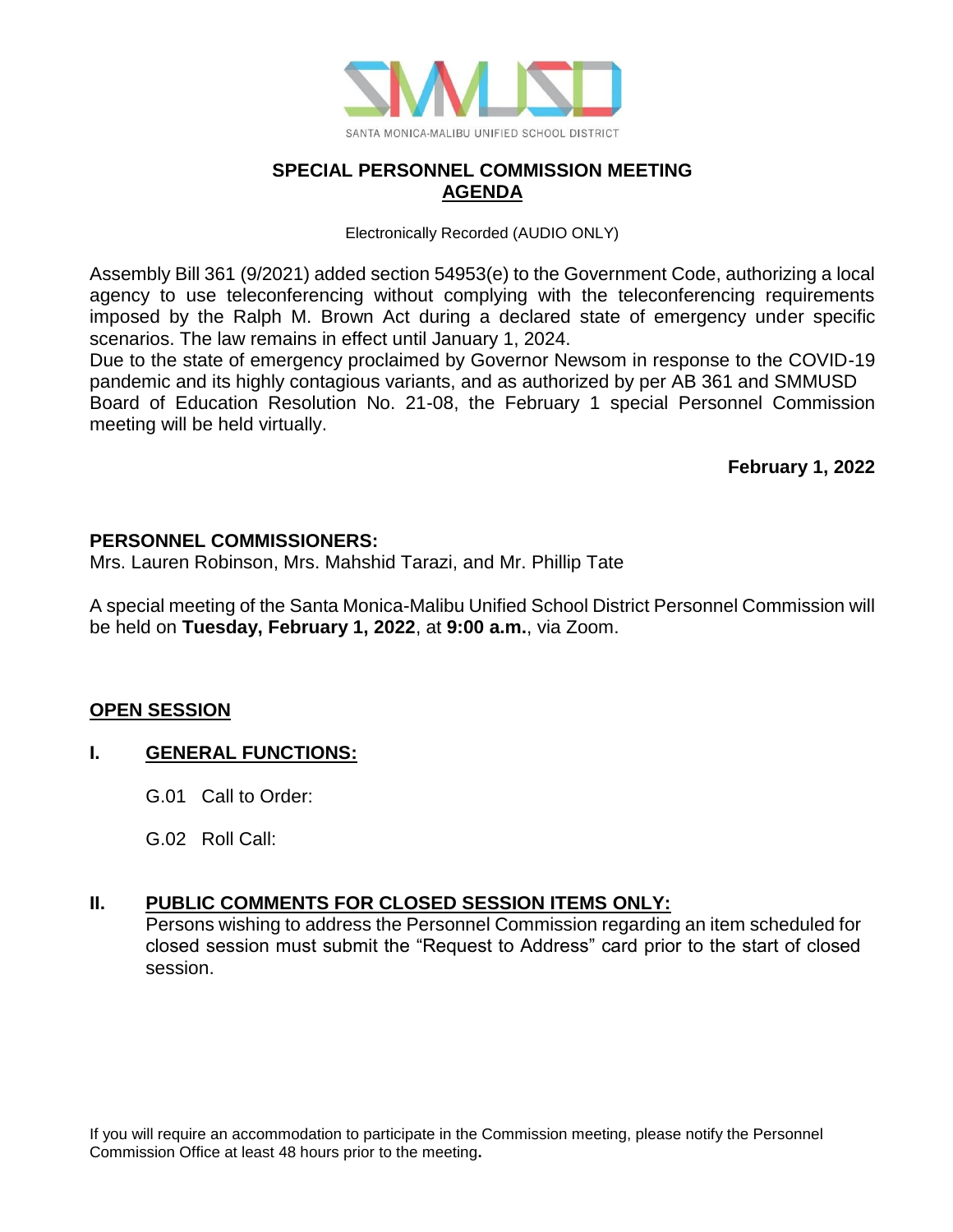SANTA MONICA-MALIBU UNIFIED SCHOOL DISTRICT

# SPECIAL PERSONNEL COMMISSION MEETING
## AGENDA

Electronically Recorded (AUDIO ONLY)

Assembly Bill 361 (9/2021) added section 54953(e) to the Government Code, authorizing a local agency to use teleconferencing without complying with the teleconferencing requirements imposed by the Ralph M. Brown Act during a declared state of emergency under specific scenarios. The law remains in effect until January 1, 2024.
Due to the state of emergency proclaimed by Governor Newsom in response to the COVID-19 pandemic and its highly contagious variants, and as authorized by per AB 361 and SMMUSD Board of Education Resolution No. 21-08, the February 1 special Personnel Commission meeting will be held virtually.

**February 1, 2022**

**PERSONNEL COMMISSIONERS:**
Mrs. Lauren Robinson, Mrs. Mahshid Tarazi, and Mr. Phillip Tate

A special meeting of the Santa Monica-Malibu Unified School District Personnel Commission will be held on **Tuesday, February 1, 2022**, at **9:00 a.m.**, via Zoom.

## OPEN SESSION

### I. GENERAL FUNCTIONS:

G.01 Call to Order:

G.02 Roll Call:

### II. PUBLIC COMMENTS FOR CLOSED SESSION ITEMS ONLY:

Persons wishing to address the Personnel Commission regarding an item scheduled for closed session must submit the "Request to Address" card prior to the start of closed session.

If you will require an accommodation to participate in the Commission meeting, please notify the Personnel Commission Office at least 48 hours prior to the meeting**.**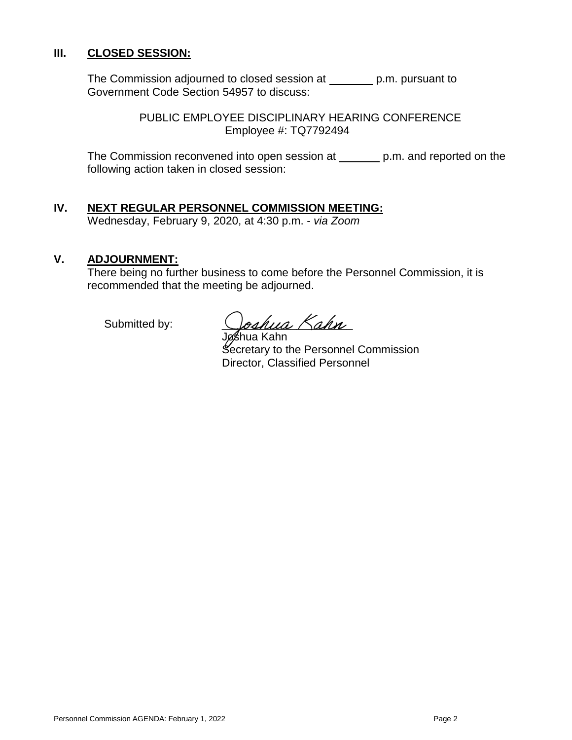## III. CLOSED SESSION:

The Commission adjourned to closed session at _______ p.m. pursuant to Government Code Section 54957 to discuss:

PUBLIC EMPLOYEE DISCIPLINARY HEARING CONFERENCE
Employee #: TQ7792494

The Commission reconvened into open session at _______ p.m. and reported on the following action taken in closed session:

## IV. NEXT REGULAR PERSONNEL COMMISSION MEETING:

Wednesday, February 9, 2020, at 4:30 p.m. - *via Zoom*

## V. ADJOURNMENT:

There being no further business to come before the Personnel Commission, it is recommended that the meeting be adjourned.

Submitted by: *Joshua Kahn*

Joshua Kahn
Secretary to the Personnel Commission
Director, Classified Personnel